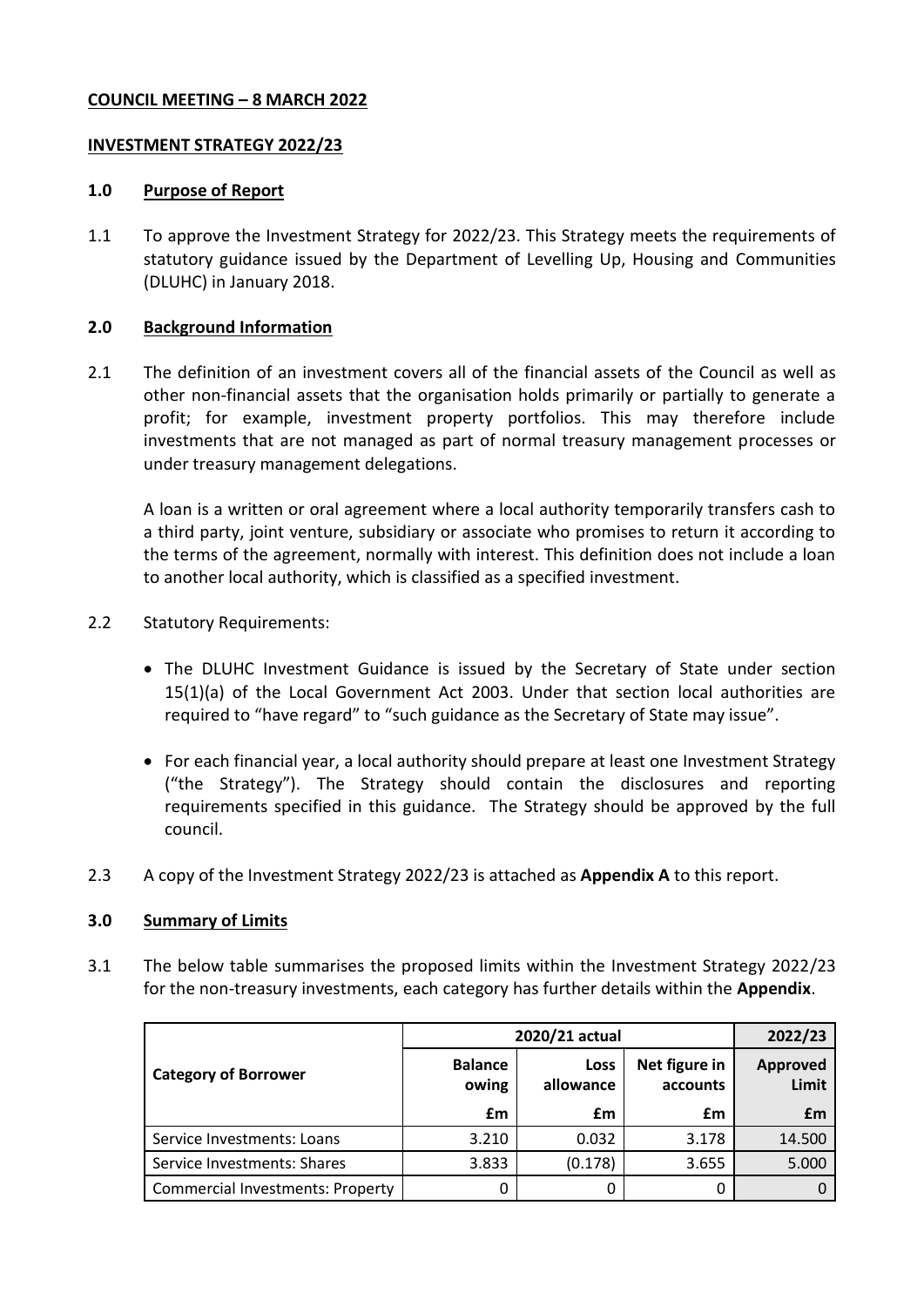**COUNCIL MEETING – 8 MARCH 2022**

**INVESTMENT STRATEGY 2022/23**

## 1.0 Purpose of Report

1.1 To approve the Investment Strategy for 2022/23. This Strategy meets the requirements of statutory guidance issued by the Department of Levelling Up, Housing and Communities (DLUHC) in January 2018.

## 2.0 Background Information

2.1 The definition of an investment covers all of the financial assets of the Council as well as other non-financial assets that the organisation holds primarily or partially to generate a profit; for example, investment property portfolios. This may therefore include investments that are not managed as part of normal treasury management processes or under treasury management delegations.

A loan is a written or oral agreement where a local authority temporarily transfers cash to a third party, joint venture, subsidiary or associate who promises to return it according to the terms of the agreement, normally with interest. This definition does not include a loan to another local authority, which is classified as a specified investment.

2.2 Statutory Requirements:

- The DLUHC Investment Guidance is issued by the Secretary of State under section 15(1)(a) of the Local Government Act 2003. Under that section local authorities are required to "have regard" to "such guidance as the Secretary of State may issue".
- For each financial year, a local authority should prepare at least one Investment Strategy ("the Strategy"). The Strategy should contain the disclosures and reporting requirements specified in this guidance. The Strategy should be approved by the full council.

2.3 A copy of the Investment Strategy 2022/23 is attached as **Appendix A** to this report.

## 3.0 Summary of Limits

3.1 The below table summarises the proposed limits within the Investment Strategy 2022/23 for the non-treasury investments, each category has further details within the **Appendix**.

| Category of Borrower | 2020/21 actual | | | 2022/23 |
|---|---|---|---|---|
| | Balance owing | Loss allowance | Net figure in accounts | Approved Limit |
| | £m | £m | £m | £m |
| Service Investments: Loans | 3.210 | 0.032 | 3.178 | 14.500 |
| Service Investments: Shares | 3.833 | (0.178) | 3.655 | 5.000 |
| Commercial Investments: Property | 0 | 0 | 0 | 0 |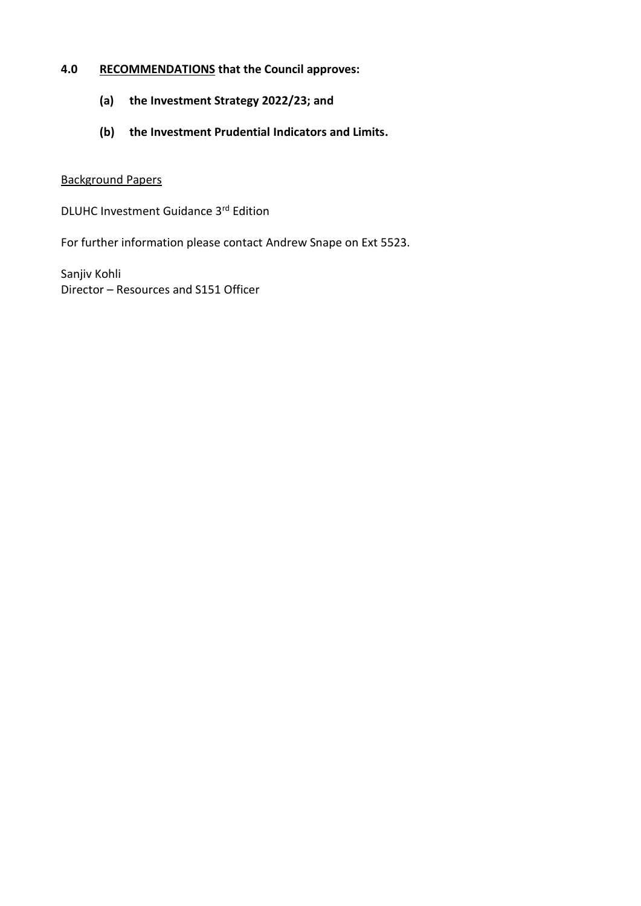## 4.0 RECOMMENDATIONS that the Council approves:

- **(a) the Investment Strategy 2022/23; and**
- **(b) the Investment Prudential Indicators and Limits.**

Background Papers

DLUHC Investment Guidance 3rd Edition

For further information please contact Andrew Snape on Ext 5523.

Sanjiv Kohli
Director – Resources and S151 Officer